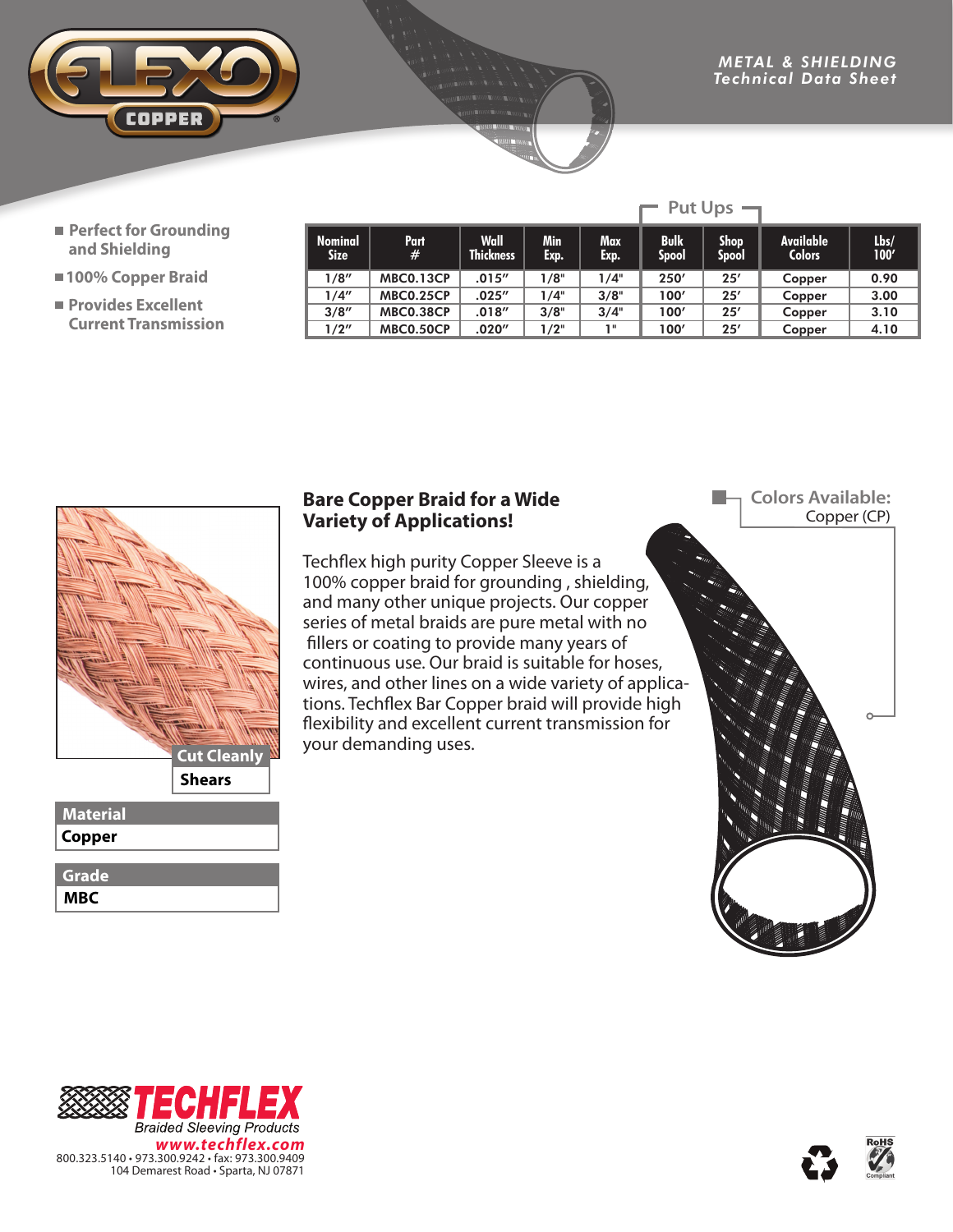FLEXO COPPER

# METAL & SHIELDING
## Technical Data Sheet

- Perfect for Grounding and Shielding
- 100% Copper Braid
- Provides Excellent Current Transmission

| Nominal Size | Part # | Wall Thickness | Min Exp. | Max Exp. | Put Ups: Bulk Spool | Put Ups: Shop Spool | Available Colors | Lbs/ 100′ |
|---|---|---|---|---|---|---|---|---|
| 1/8″ | MBC0.13CP | .015″ | 1/8" | 1/4" | 250′ | 25′ | Copper | 0.90 |
| 1/4″ | MBC0.25CP | .025″ | 1/4" | 3/8" | 100′ | 25′ | Copper | 3.00 |
| 3/8″ | MBC0.38CP | .018″ | 3/8" | 3/4" | 100′ | 25′ | Copper | 3.10 |
| 1/2″ | MBC0.50CP | .020″ | 1/2" | 1" | 100′ | 25′ | Copper | 4.10 |

**Cut Cleanly**
Shears

**Material**
Copper

**Grade**
MBC

## Bare Copper Braid for a Wide Variety of Applications!

Techflex high purity Copper Sleeve is a 100% copper braid for grounding , shielding, and many other unique projects. Our copper series of metal braids are pure metal with no fillers or coating to provide many years of continuous use. Our braid is suitable for hoses, wires, and other lines on a wide variety of applications. Techflex Bar Copper braid will provide high flexibility and excellent current transmission for your demanding uses.

**Colors Available:**
Copper (CP)

TECHFLEX
Braided Sleeving Products
www.techflex.com
800.323.5140 • 973.300.9242 • fax: 973.300.9409
104 Demarest Road • Sparta, NJ 07871

RoHS Compliant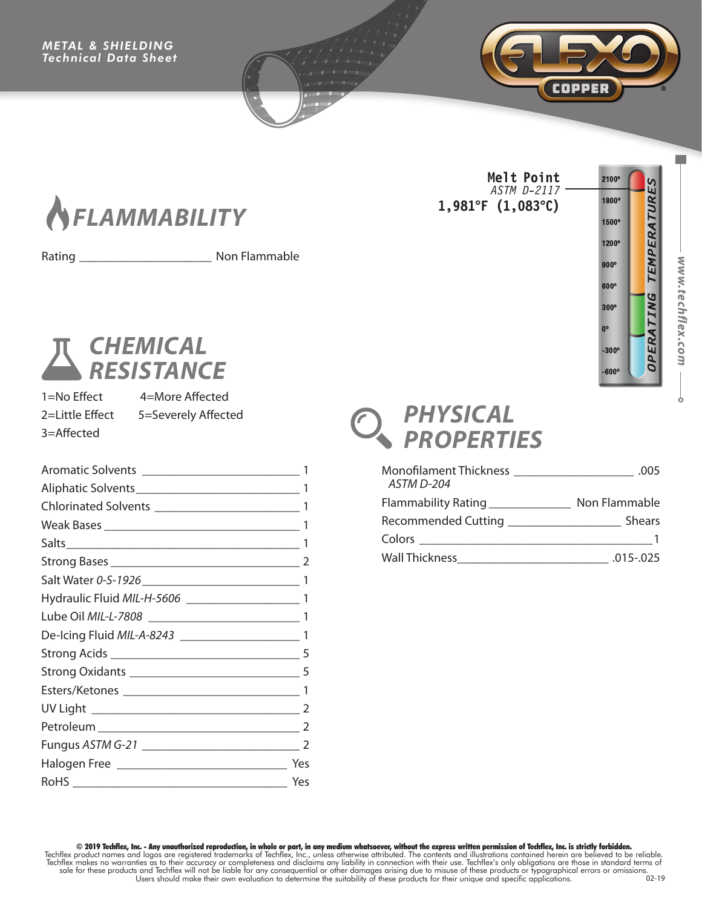*METAL & SHIELDING*
*Technical Data Sheet*

FLEXO COPPER®

# FLAMMABILITY

Rating ______________________ Non Flammable

# CHEMICAL RESISTANCE

1=No Effect
2=Little Effect
3=Affected
4=More Affected
5=Severely Affected

| | |
|---|---|
| Aromatic Solvents | 1 |
| Aliphatic Solvents | 1 |
| Chlorinated Solvents | 1 |
| Weak Bases | 1 |
| Salts | 1 |
| Strong Bases | 2 |
| Salt Water *0-S-1926* | 1 |
| Hydraulic Fluid *MIL-H-5606* | 1 |
| Lube Oil *MIL-L-7808* | 1 |
| De-Icing Fluid *MIL-A-8243* | 1 |
| Strong Acids | 5 |
| Strong Oxidants | 5 |
| Esters/Ketones | 1 |
| UV Light | 2 |
| Petroleum | 2 |
| Fungus *ASTM G-21* | 2 |
| Halogen Free | Yes |
| RoHS | Yes |

**Melt Point**
*ASTM D-2117*
**1,981°F (1,083°C)**

OPERATING TEMPERATURES

2100°
1800°
1500°
1200°
900°
600°
300°
0°
-300°
-600°

# PHYSICAL PROPERTIES

| | |
|---|---|
| Monofilament Thickness *ASTM D-204* | .005 |
| Flammability Rating | Non Flammable |
| Recommended Cutting | Shears |
| Colors | 1 |
| Wall Thickness | .015-.025 |

www.techflex.com

**© 2019 Techflex, Inc. - Any unauthorized reproduction, in whole or part, in any medium whatsoever, without the express written permission of Techflex, Inc. is strictly forbidden.**
Techflex product names and logos are registered trademarks of Techflex, Inc., unless otherwise attributed. The contents and illustrations contained herein are believed to be reliable. Techflex makes no warranties as to their accuracy or completeness and disclaims any liability in connection with their use. Techflex's only obligations are those in standard terms of sale for these products and Techflex will not be liable for any consequential or other damages arising due to misuse of these products or typographical errors or omissions. Users should make their own evaluation to determine the suitability of these products for their unique and specific applications.

02-19